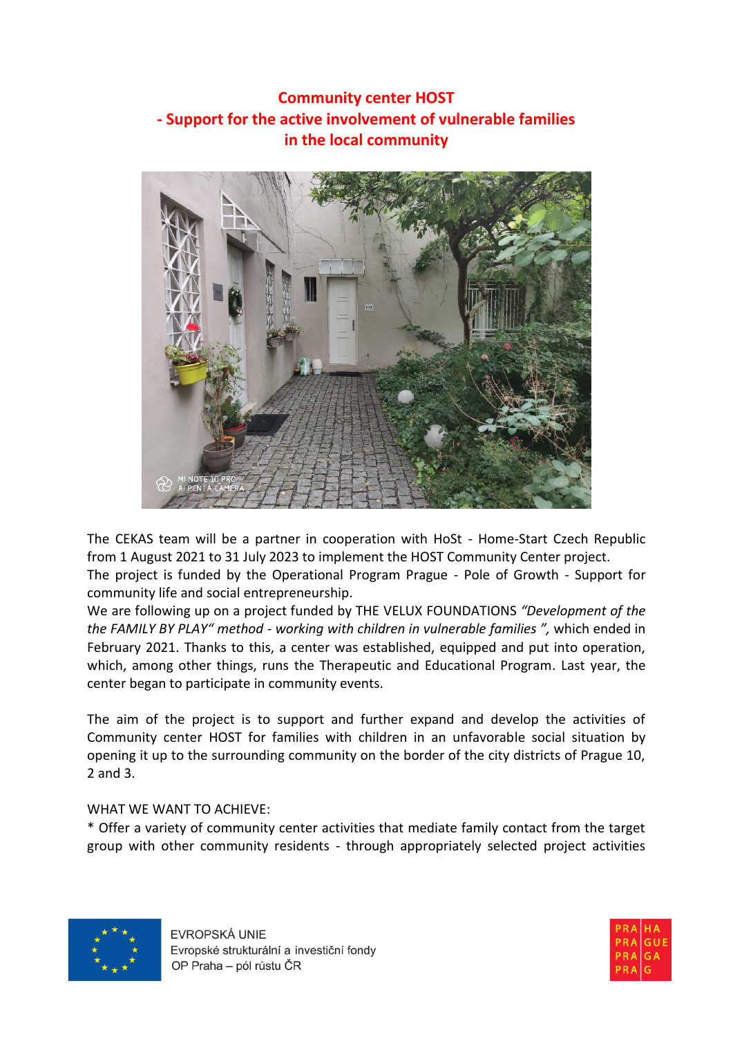# Community center HOST
## - Support for the active involvement of vulnerable families in the local community

The CEKAS team will be a partner in cooperation with HoSt - Home-Start Czech Republic from 1 August 2021 to 31 July 2023 to implement the HOST Community Center project.
The project is funded by the Operational Program Prague - Pole of Growth - Support for community life and social entrepreneurship.
We are following up on a project funded by THE VELUX FOUNDATIONS *"Development of the the FAMILY BY PLAY" method - working with children in vulnerable families ",* which ended in February 2021. Thanks to this, a center was established, equipped and put into operation, which, among other things, runs the Therapeutic and Educational Program. Last year, the center began to participate in community events.

The aim of the project is to support and further expand and develop the activities of Community center HOST for families with children in an unfavorable social situation by opening it up to the surrounding community on the border of the city districts of Prague 10, 2 and 3.

WHAT WE WANT TO ACHIEVE:
* Offer a variety of community center activities that mediate family contact from the target group with other community residents - through appropriately selected project activities

EVROPSKÁ UNIE
Evropské strukturální a investiční fondy
OP Praha – pól růstu ČR

PRA HA PRA GUE PRA GA PRA G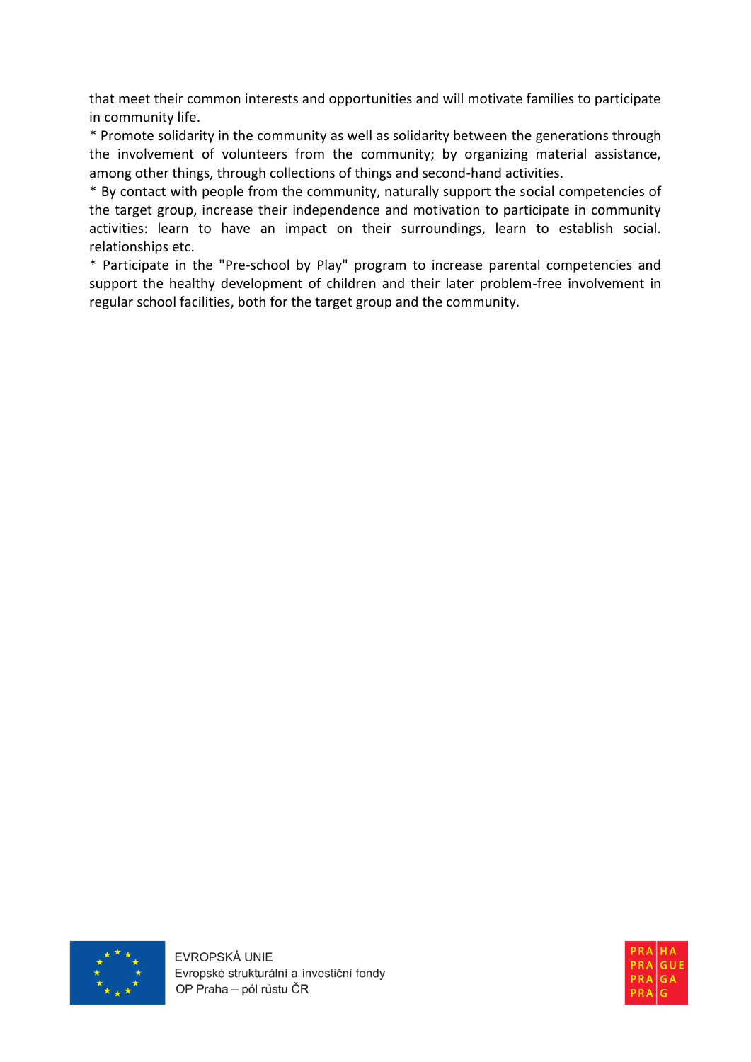that meet their common interests and opportunities and will motivate families to participate in community life.

* Promote solidarity in the community as well as solidarity between the generations through the involvement of volunteers from the community; by organizing material assistance, among other things, through collections of things and second-hand activities.

* By contact with people from the community, naturally support the social competencies of the target group, increase their independence and motivation to participate in community activities: learn to have an impact on their surroundings, learn to establish social. relationships etc.

* Participate in the "Pre-school by Play" program to increase parental competencies and support the healthy development of children and their later problem-free involvement in regular school facilities, both for the target group and the community.